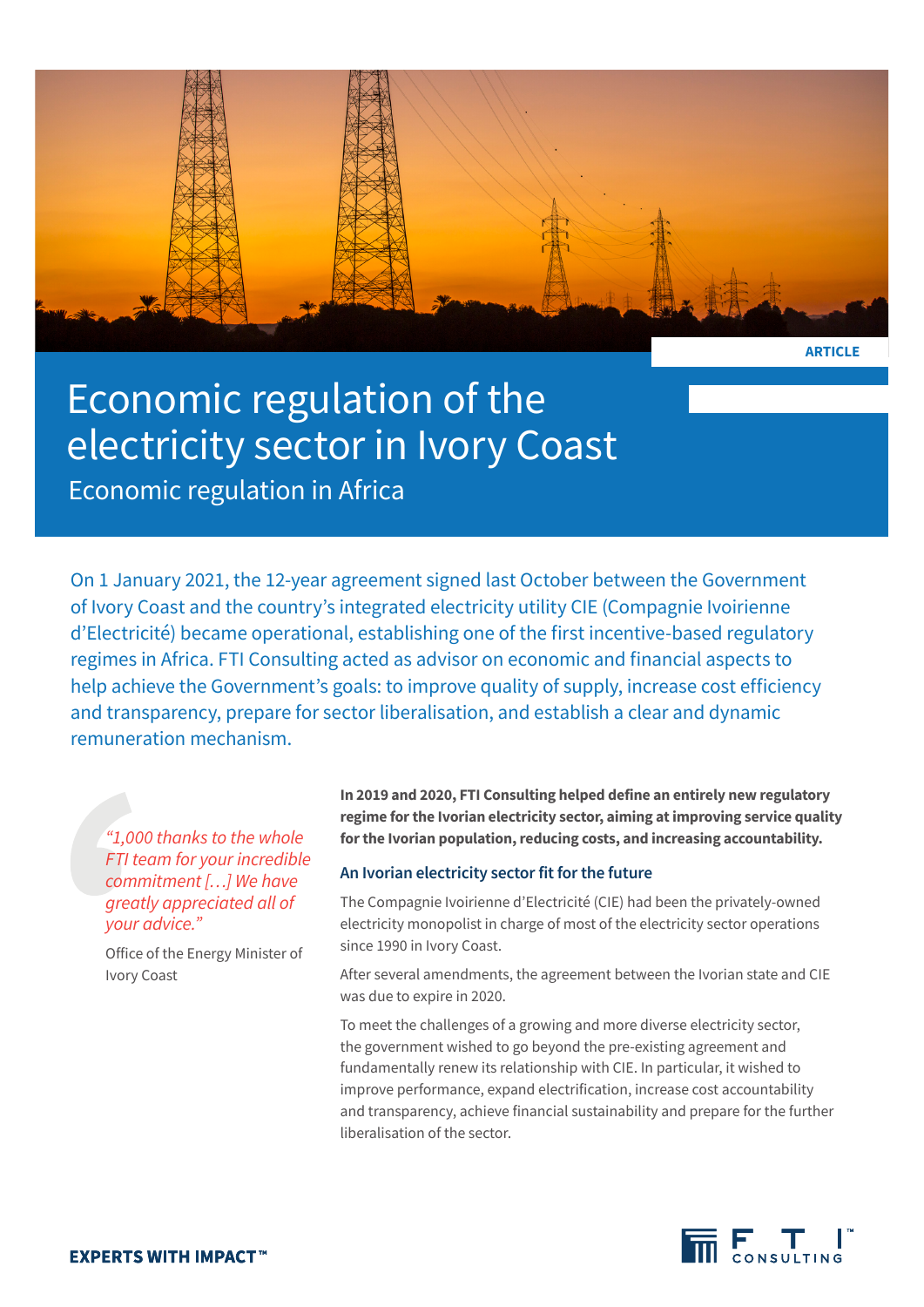ARTICLE

# Economic regulation of the electricity sector in Ivory Coast

## Economic regulation in Africa

On 1 January 2021, the 12-year agreement signed last October between the Government of Ivory Coast and the country's integrated electricity utility CIE (Compagnie Ivoirienne d'Electricité) became operational, establishing one of the first incentive-based regulatory regimes in Africa. FTI Consulting acted as advisor on economic and financial aspects to help achieve the Government's goals: to improve quality of supply, increase cost efficiency and transparency, prepare for sector liberalisation, and establish a clear and dynamic remuneration mechanism.

> *"1,000 thanks to the whole FTI team for your incredible commitment […] We have greatly appreciated all of your advice."*
>
> Office of the Energy Minister of Ivory Coast

**In 2019 and 2020, FTI Consulting helped define an entirely new regulatory regime for the Ivorian electricity sector, aiming at improving service quality for the Ivorian population, reducing costs, and increasing accountability.**

### An Ivorian electricity sector fit for the future

The Compagnie Ivoirienne d'Electricité (CIE) had been the privately-owned electricity monopolist in charge of most of the electricity sector operations since 1990 in Ivory Coast.

After several amendments, the agreement between the Ivorian state and CIE was due to expire in 2020.

To meet the challenges of a growing and more diverse electricity sector, the government wished to go beyond the pre-existing agreement and fundamentally renew its relationship with CIE. In particular, it wished to improve performance, expand electrification, increase cost accountability and transparency, achieve financial sustainability and prepare for the further liberalisation of the sector.

**EXPERTS WITH IMPACT™**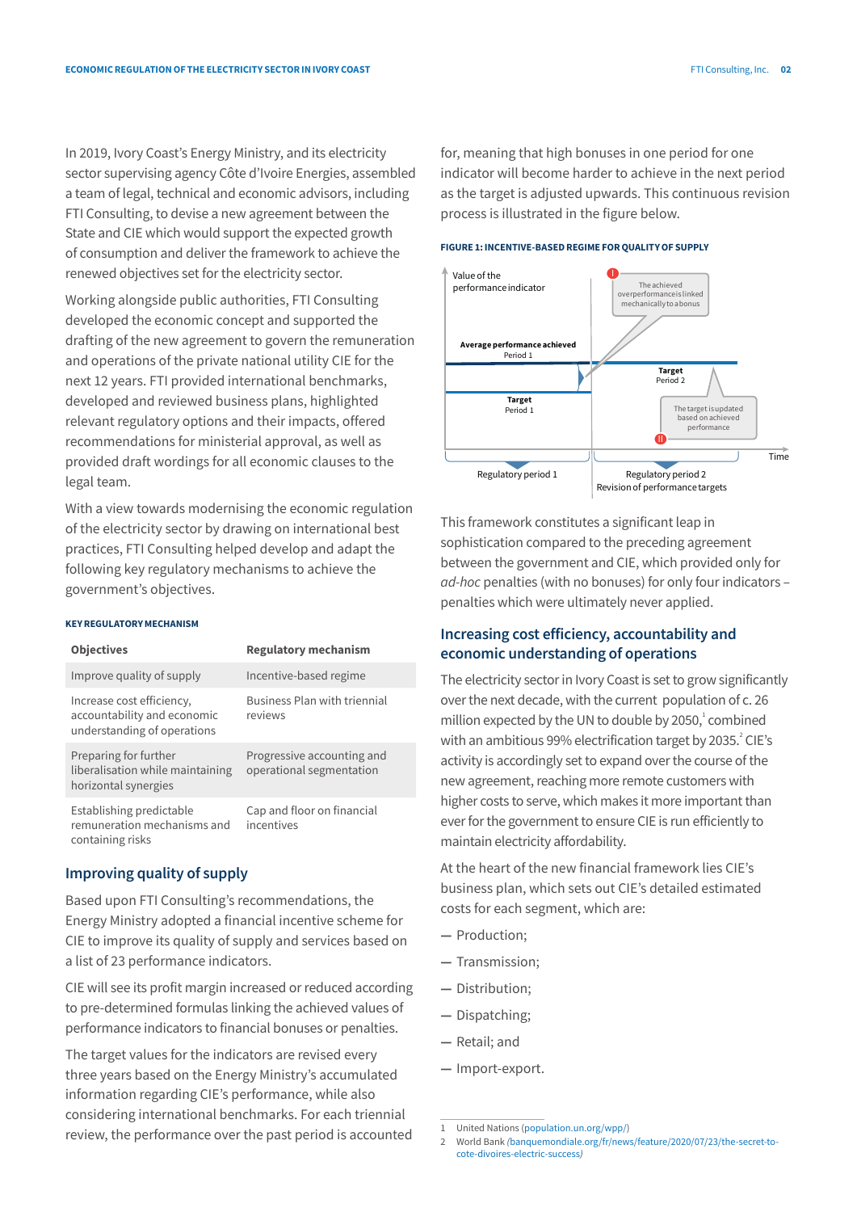In 2019, Ivory Coast's Energy Ministry, and its electricity sector supervising agency Côte d'Ivoire Energies, assembled a team of legal, technical and economic advisors, including FTI Consulting, to devise a new agreement between the State and CIE which would support the expected growth of consumption and deliver the framework to achieve the renewed objectives set for the electricity sector.

Working alongside public authorities, FTI Consulting developed the economic concept and supported the drafting of the new agreement to govern the remuneration and operations of the private national utility CIE for the next 12 years. FTI provided international benchmarks, developed and reviewed business plans, highlighted relevant regulatory options and their impacts, offered recommendations for ministerial approval, as well as provided draft wordings for all economic clauses to the legal team.

With a view towards modernising the economic regulation of the electricity sector by drawing on international best practices, FTI Consulting helped develop and adapt the following key regulatory mechanisms to achieve the government's objectives.

**KEY REGULATORY MECHANISM**

| Objectives | Regulatory mechanism |
|---|---|
| Improve quality of supply | Incentive-based regime |
| Increase cost efficiency, accountability and economic understanding of operations | Business Plan with triennial reviews |
| Preparing for further liberalisation while maintaining horizontal synergies | Progressive accounting and operational segmentation |
| Establishing predictable remuneration mechanisms and containing risks | Cap and floor on financial incentives |

## Improving quality of supply

Based upon FTI Consulting's recommendations, the Energy Ministry adopted a financial incentive scheme for CIE to improve its quality of supply and services based on a list of 23 performance indicators.

CIE will see its profit margin increased or reduced according to pre-determined formulas linking the achieved values of performance indicators to financial bonuses or penalties.

The target values for the indicators are revised every three years based on the Energy Ministry's accumulated information regarding CIE's performance, while also considering international benchmarks. For each triennial review, the performance over the past period is accounted for, meaning that high bonuses in one period for one indicator will become harder to achieve in the next period as the target is adjusted upwards. This continuous revision process is illustrated in the figure below.

**FIGURE 1: INCENTIVE-BASED REGIME FOR QUALITY OF SUPPLY**

This framework constitutes a significant leap in sophistication compared to the preceding agreement between the government and CIE, which provided only for *ad-hoc* penalties (with no bonuses) for only four indicators – penalties which were ultimately never applied.

## Increasing cost efficiency, accountability and economic understanding of operations

The electricity sector in Ivory Coast is set to grow significantly over the next decade, with the current population of c. 26 million expected by the UN to double by 2050,[1] combined with an ambitious 99% electrification target by 2035.[2] CIE's activity is accordingly set to expand over the course of the new agreement, reaching more remote customers with higher costs to serve, which makes it more important than ever for the government to ensure CIE is run efficiently to maintain electricity affordability.

At the heart of the new financial framework lies CIE's business plan, which sets out CIE's detailed estimated costs for each segment, which are:

- Production;
- Transmission;
- Distribution;
- Dispatching;
- Retail; and
- Import-export.

1 United Nations (population.un.org/wpp/)

2 World Bank (banquemondiale.org/fr/news/feature/2020/07/23/the-secret-to-cote-divoires-electric-success)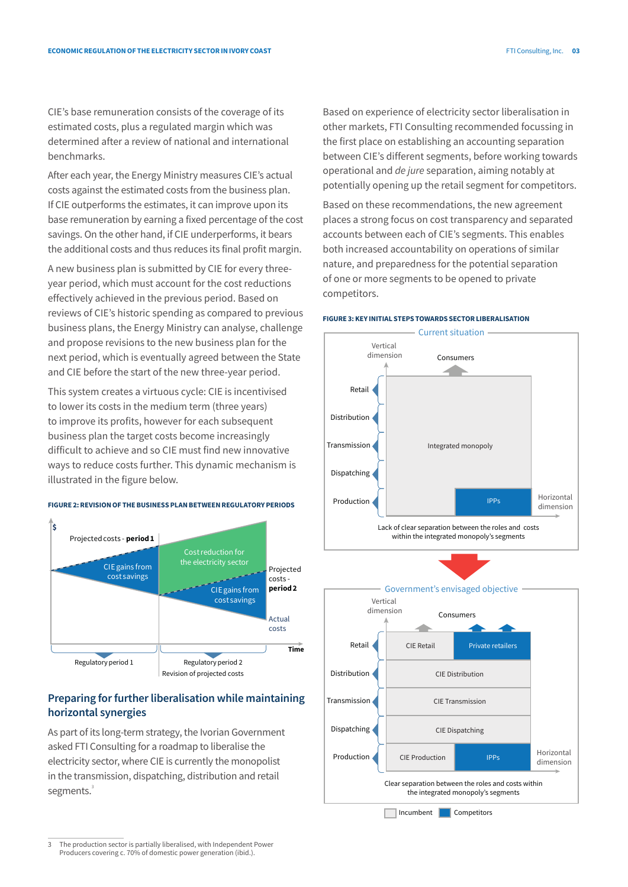CIE's base remuneration consists of the coverage of its estimated costs, plus a regulated margin which was determined after a review of national and international benchmarks.

After each year, the Energy Ministry measures CIE's actual costs against the estimated costs from the business plan. If CIE outperforms the estimates, it can improve upon its base remuneration by earning a fixed percentage of the cost savings. On the other hand, if CIE underperforms, it bears the additional costs and thus reduces its final profit margin.

A new business plan is submitted by CIE for every three-year period, which must account for the cost reductions effectively achieved in the previous period. Based on reviews of CIE's historic spending as compared to previous business plans, the Energy Ministry can analyse, challenge and propose revisions to the new business plan for the next period, which is eventually agreed between the State and CIE before the start of the new three-year period.

This system creates a virtuous cycle: CIE is incentivised to lower its costs in the medium term (three years) to improve its profits, however for each subsequent business plan the target costs become increasingly difficult to achieve and so CIE must find new innovative ways to reduce costs further. This dynamic mechanism is illustrated in the figure below.

**FIGURE 2: REVISION OF THE BUSINESS PLAN BETWEEN REGULATORY PERIODS**

$ | Projected costs - **period 1** | CIE gains from cost savings | Cost reduction for the electricity sector | CIE gains from cost savings | Projected costs - **period 2** | Actual costs | Time | Regulatory period 1 | Regulatory period 2 | Revision of projected costs

## Preparing for further liberalisation while maintaining horizontal synergies

As part of its long-term strategy, the Ivorian Government asked FTI Consulting for a roadmap to liberalise the electricity sector, where CIE is currently the monopolist in the transmission, dispatching, distribution and retail segments.[3]

Based on experience of electricity sector liberalisation in other markets, FTI Consulting recommended focussing in the first place on establishing an accounting separation between CIE's different segments, before working towards operational and *de jure* separation, aiming notably at potentially opening up the retail segment for competitors.

Based on these recommendations, the new agreement places a strong focus on cost transparency and separated accounts between each of CIE's segments. This enables both increased accountability on operations of similar nature, and preparedness for the potential separation of one or more segments to be opened to private competitors.

**FIGURE 3: KEY INITIAL STEPS TOWARDS SECTOR LIBERALISATION**

**Current situation**

Vertical dimension | Consumers | Retail | Distribution | Transmission | Dispatching | Production | Integrated monopoly | IPPs | Horizontal dimension

Lack of clear separation between the roles and costs within the integrated monopoly's segments

**Government's envisaged objective**

Vertical dimension | Consumers | Retail: CIE Retail, Private retailers | Distribution: CIE Distribution | Transmission: CIE Transmission | Dispatching: CIE Dispatching | Production: CIE Production, IPPs | Horizontal dimension

Clear separation between the roles and costs within the integrated monopoly's segments

Incumbent | Competitors

---

3 The production sector is partially liberalised, with Independent Power Producers covering c. 70% of domestic power generation (ibid.).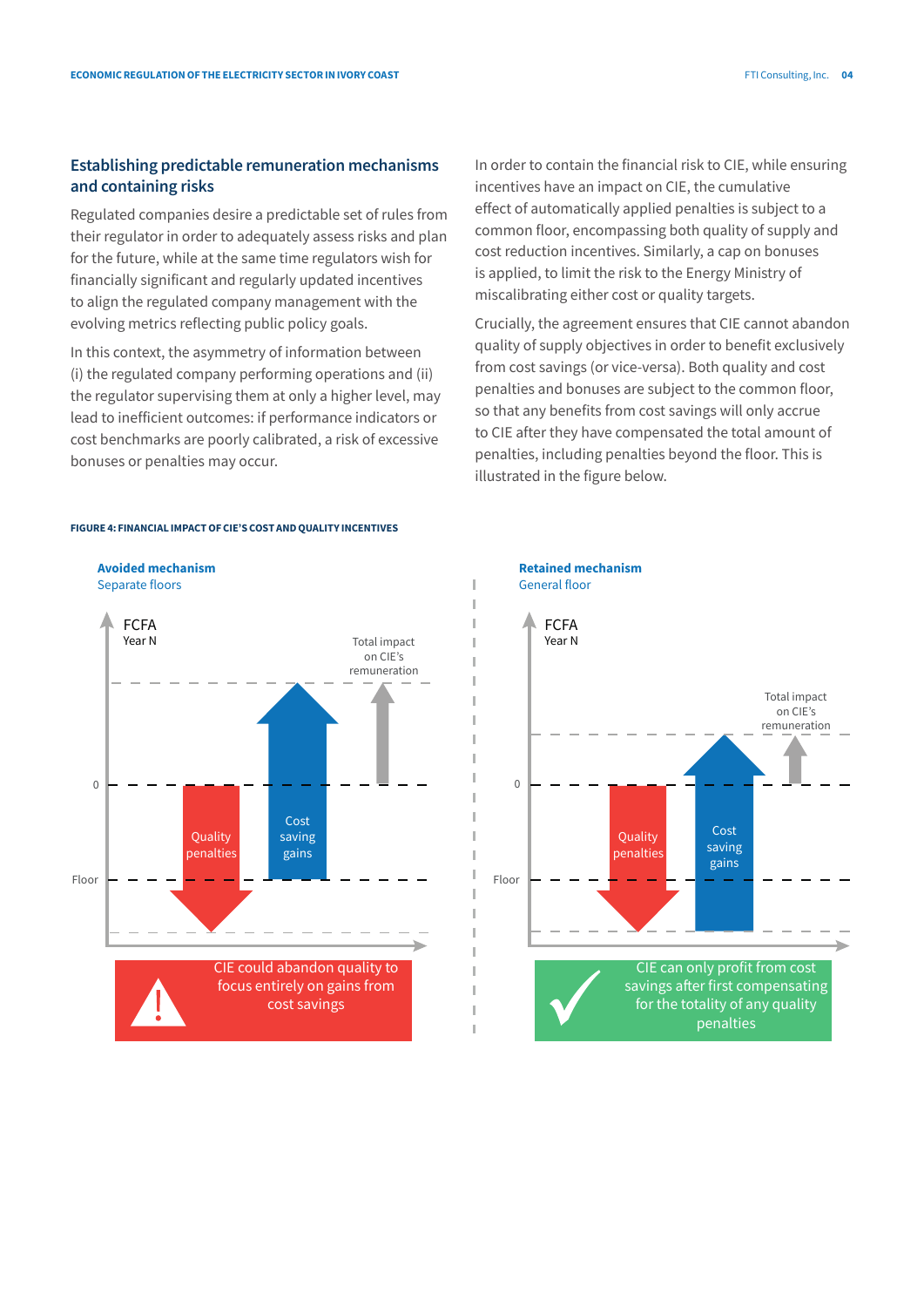## Establishing predictable remuneration mechanisms and containing risks

Regulated companies desire a predictable set of rules from their regulator in order to adequately assess risks and plan for the future, while at the same time regulators wish for financially significant and regularly updated incentives to align the regulated company management with the evolving metrics reflecting public policy goals.

In this context, the asymmetry of information between (i) the regulated company performing operations and (ii) the regulator supervising them at only a higher level, may lead to inefficient outcomes: if performance indicators or cost benchmarks are poorly calibrated, a risk of excessive bonuses or penalties may occur.

In order to contain the financial risk to CIE, while ensuring incentives have an impact on CIE, the cumulative effect of automatically applied penalties is subject to a common floor, encompassing both quality of supply and cost reduction incentives. Similarly, a cap on bonuses is applied, to limit the risk to the Energy Ministry of miscalibrating either cost or quality targets.

Crucially, the agreement ensures that CIE cannot abandon quality of supply objectives in order to benefit exclusively from cost savings (or vice-versa). Both quality and cost penalties and bonuses are subject to the common floor, so that any benefits from cost savings will only accrue to CIE after they have compensated the total amount of penalties, including penalties beyond the floor. This is illustrated in the figure below.

**FIGURE 4: FINANCIAL IMPACT OF CIE'S COST AND QUALITY INCENTIVES**

**Avoided mechanism**
Separate floors

FCFA Year N

Total impact on CIE's remuneration

0

Quality penalties

Cost saving gains

Floor

CIE could abandon quality to focus entirely on gains from cost savings

**Retained mechanism**
General floor

FCFA Year N

Total impact on CIE's remuneration

0

Quality penalties

Cost saving gains

Floor

CIE can only profit from cost savings after first compensating for the totality of any quality penalties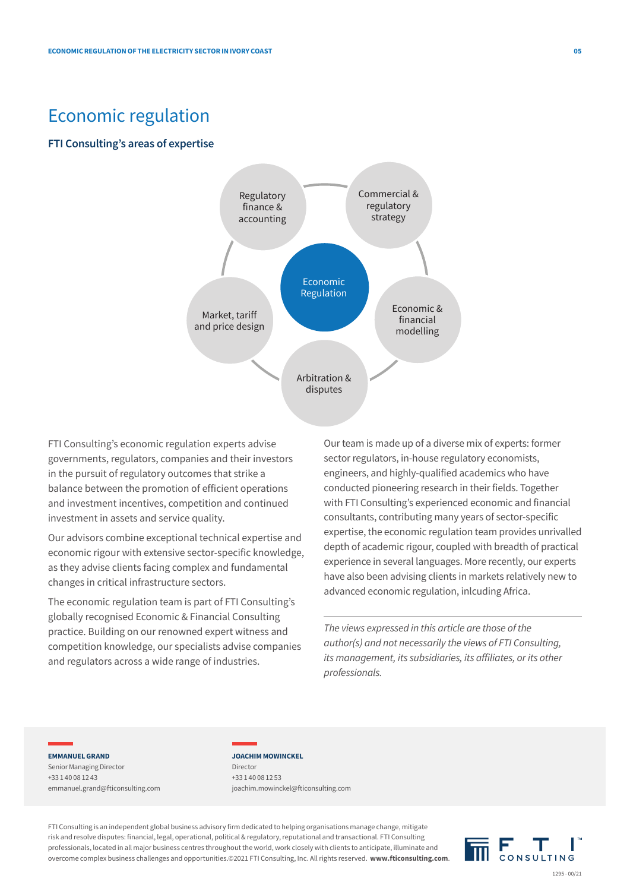# Economic regulation

### FTI Consulting's areas of expertise

Economic Regulation

Regulatory finance & accounting

Commercial & regulatory strategy

Economic & financial modelling

Arbitration & disputes

Market, tariff and price design

FTI Consulting's economic regulation experts advise governments, regulators, companies and their investors in the pursuit of regulatory outcomes that strike a balance between the promotion of efficient operations and investment incentives, competition and continued investment in assets and service quality.

Our advisors combine exceptional technical expertise and economic rigour with extensive sector-specific knowledge, as they advise clients facing complex and fundamental changes in critical infrastructure sectors.

The economic regulation team is part of FTI Consulting's globally recognised Economic & Financial Consulting practice. Building on our renowned expert witness and competition knowledge, our specialists advise companies and regulators across a wide range of industries.

Our team is made up of a diverse mix of experts: former sector regulators, in-house regulatory economists, engineers, and highly-qualified academics who have conducted pioneering research in their fields. Together with FTI Consulting's experienced economic and financial consultants, contributing many years of sector-specific expertise, the economic regulation team provides unrivalled depth of academic rigour, coupled with breadth of practical experience in several languages. More recently, our experts have also been advising clients in markets relatively new to advanced economic regulation, inlcuding Africa.

*The views expressed in this article are those of the author(s) and not necessarily the views of FTI Consulting, its management, its subsidiaries, its affiliates, or its other professionals.*

**EMMANUEL GRAND**
Senior Managing Director
+33 1 40 08 12 43
emmanuel.grand@fticonsulting.com

**JOACHIM MOWINCKEL**
Director
+33 1 40 08 12 53
joachim.mowinckel@fticonsulting.com

FTI Consulting is an independent global business advisory firm dedicated to helping organisations manage change, mitigate risk and resolve disputes: financial, legal, operational, political & regulatory, reputational and transactional. FTI Consulting professionals, located in all major business centres throughout the world, work closely with clients to anticipate, illuminate and overcome complex business challenges and opportunities.©2021 FTI Consulting, Inc. All rights reserved. **www.fticonsulting.com**.

FTI CONSULTING

1295 - 00/21